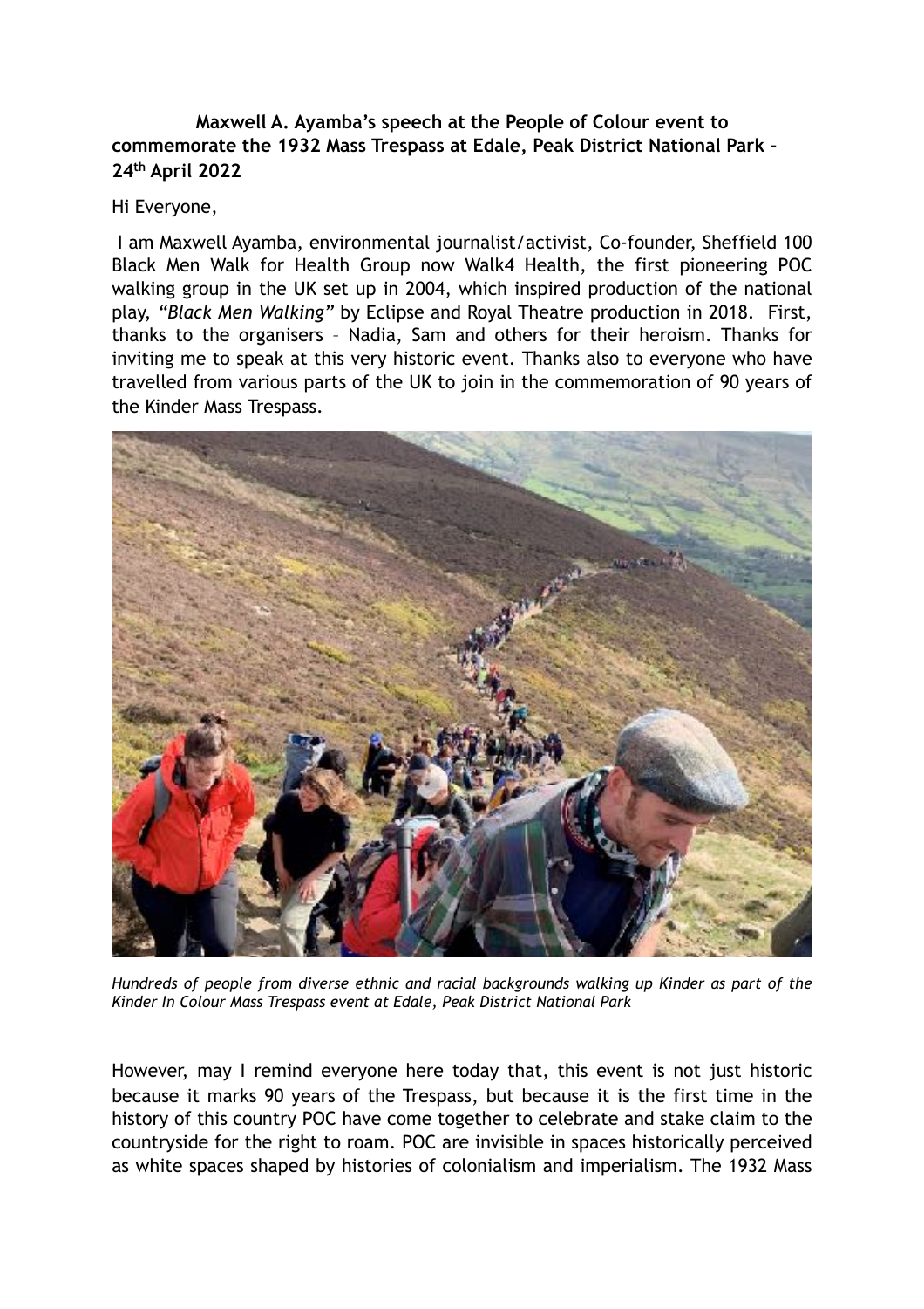**Maxwell A. Ayamba's speech at the People of Colour event to commemorate the 1932 Mass Trespass at Edale, Peak District National Park – 24th April 2022**

Hi Everyone,

I am Maxwell Ayamba, environmental journalist/activist, Co-founder, Sheffield 100 Black Men Walk for Health Group now Walk4 Health, the first pioneering POC walking group in the UK set up in 2004, which inspired production of the national play, *"Black Men Walking"* by Eclipse and Royal Theatre production in 2018. First, thanks to the organisers – Nadia, Sam and others for their heroism. Thanks for inviting me to speak at this very historic event. Thanks also to everyone who have travelled from various parts of the UK to join in the commemoration of 90 years of the Kinder Mass Trespass.

*Hundreds of people from diverse ethnic and racial backgrounds walking up Kinder as part of the Kinder In Colour Mass Trespass event at Edale, Peak District National Park*

However, may I remind everyone here today that, this event is not just historic because it marks 90 years of the Trespass, but because it is the first time in the history of this country POC have come together to celebrate and stake claim to the countryside for the right to roam. POC are invisible in spaces historically perceived as white spaces shaped by histories of colonialism and imperialism. The 1932 Mass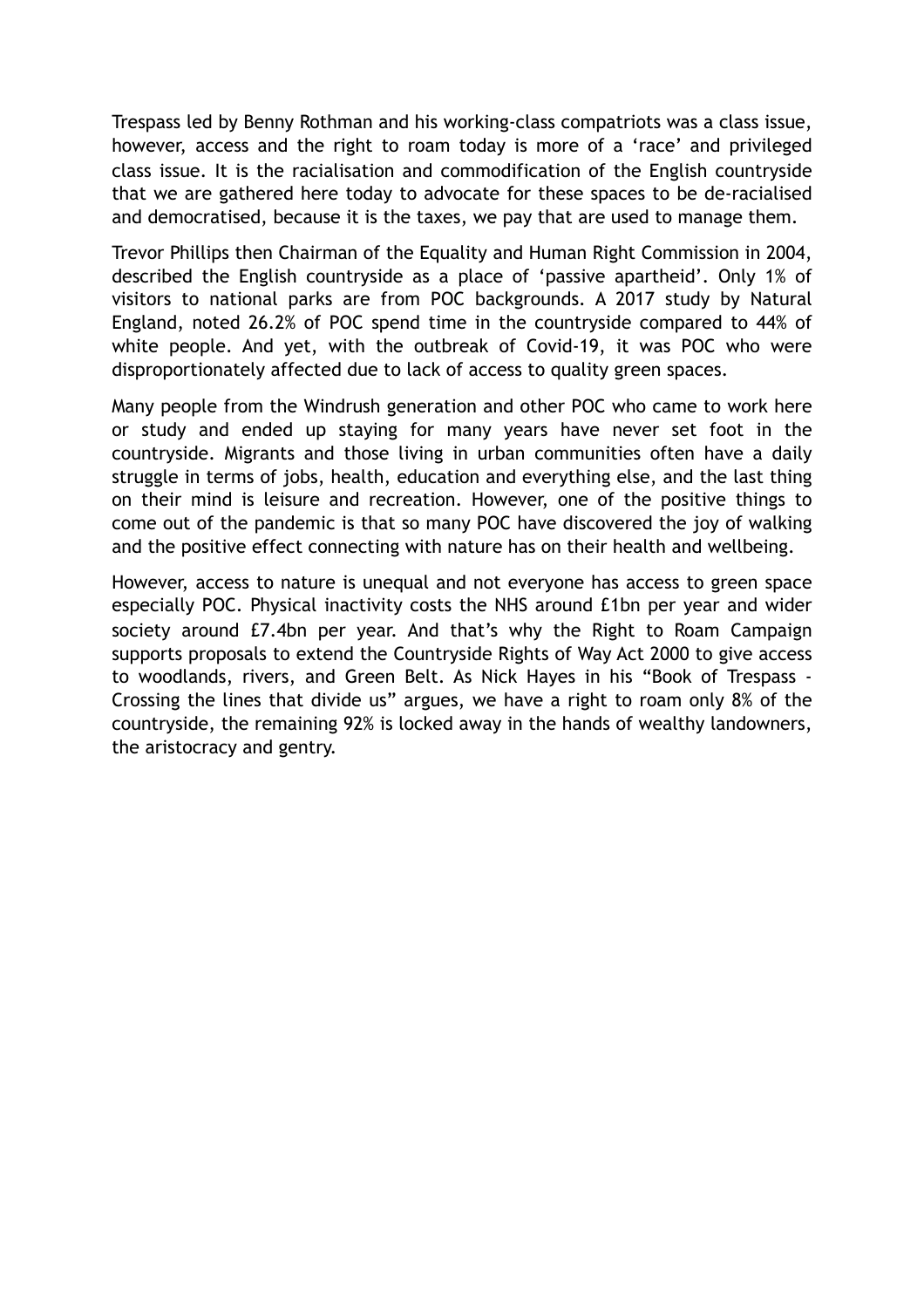Trespass led by Benny Rothman and his working-class compatriots was a class issue, however, access and the right to roam today is more of a 'race' and privileged class issue. It is the racialisation and commodification of the English countryside that we are gathered here today to advocate for these spaces to be de-racialised and democratised, because it is the taxes, we pay that are used to manage them.

Trevor Phillips then Chairman of the Equality and Human Right Commission in 2004, described the English countryside as a place of 'passive apartheid'. Only 1% of visitors to national parks are from POC backgrounds. A 2017 study by Natural England, noted 26.2% of POC spend time in the countryside compared to 44% of white people. And yet, with the outbreak of Covid-19, it was POC who were disproportionately affected due to lack of access to quality green spaces.

Many people from the Windrush generation and other POC who came to work here or study and ended up staying for many years have never set foot in the countryside. Migrants and those living in urban communities often have a daily struggle in terms of jobs, health, education and everything else, and the last thing on their mind is leisure and recreation. However, one of the positive things to come out of the pandemic is that so many POC have discovered the joy of walking and the positive effect connecting with nature has on their health and wellbeing.

However, access to nature is unequal and not everyone has access to green space especially POC. Physical inactivity costs the NHS around £1bn per year and wider society around £7.4bn per year. And that's why the Right to Roam Campaign supports proposals to extend the Countryside Rights of Way Act 2000 to give access to woodlands, rivers, and Green Belt. As Nick Hayes in his "Book of Trespass - Crossing the lines that divide us" argues, we have a right to roam only 8% of the countryside, the remaining 92% is locked away in the hands of wealthy landowners, the aristocracy and gentry.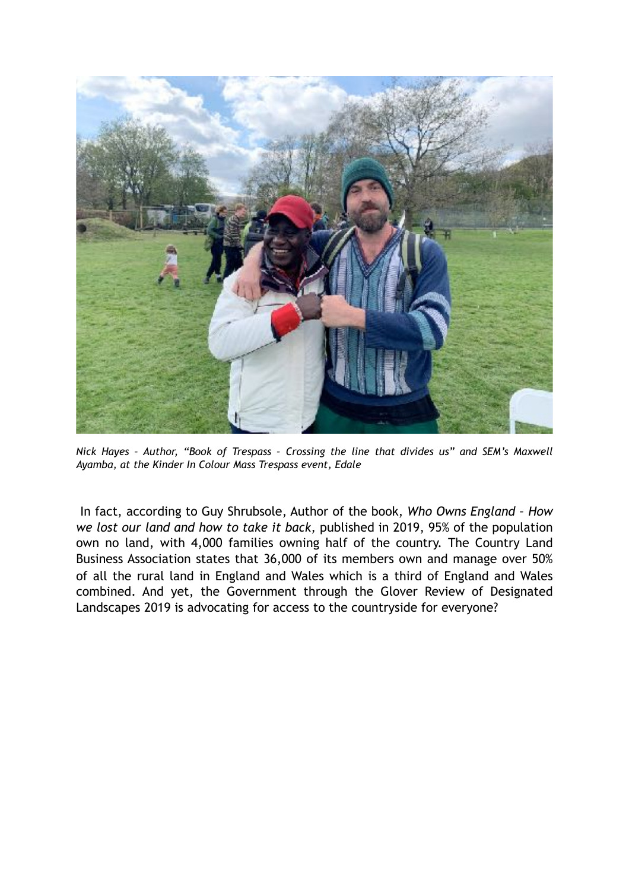*Nick Hayes – Author, "Book of Trespass – Crossing the line that divides us" and SEM's Maxwell Ayamba, at the Kinder In Colour Mass Trespass event, Edale*

In fact, according to Guy Shrubsole, Author of the book, *Who Owns England – How we lost our land and how to take it back,* published in 2019, 95% of the population own no land, with 4,000 families owning half of the country. The Country Land Business Association states that 36,000 of its members own and manage over 50% of all the rural land in England and Wales which is a third of England and Wales combined. And yet, the Government through the Glover Review of Designated Landscapes 2019 is advocating for access to the countryside for everyone?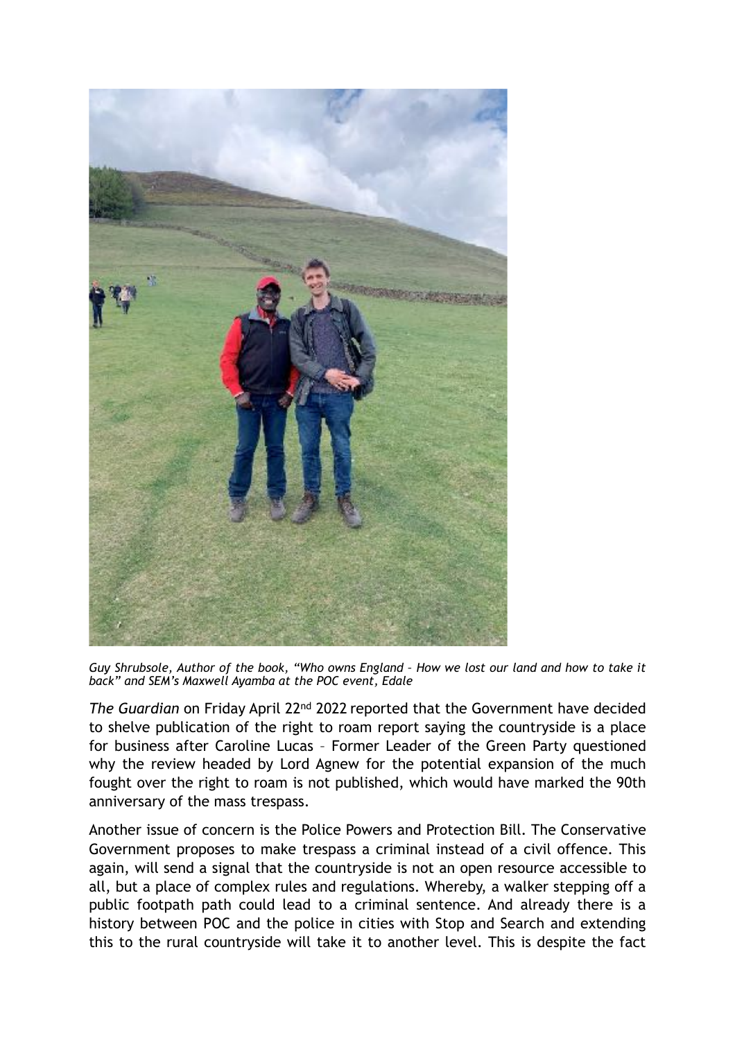*Guy Shrubsole, Author of the book, "Who owns England – How we lost our land and how to take it back" and SEM's Maxwell Ayamba at the POC event, Edale*

*The Guardian* on Friday April 22nd 2022 reported that the Government have decided to shelve publication of the right to roam report saying the countryside is a place for business after Caroline Lucas – Former Leader of the Green Party questioned why the review headed by Lord Agnew for the potential expansion of the much fought over the right to roam is not published, which would have marked the 90th anniversary of the mass trespass.

Another issue of concern is the Police Powers and Protection Bill. The Conservative Government proposes to make trespass a criminal instead of a civil offence. This again, will send a signal that the countryside is not an open resource accessible to all, but a place of complex rules and regulations. Whereby, a walker stepping off a public footpath path could lead to a criminal sentence. And already there is a history between POC and the police in cities with Stop and Search and extending this to the rural countryside will take it to another level. This is despite the fact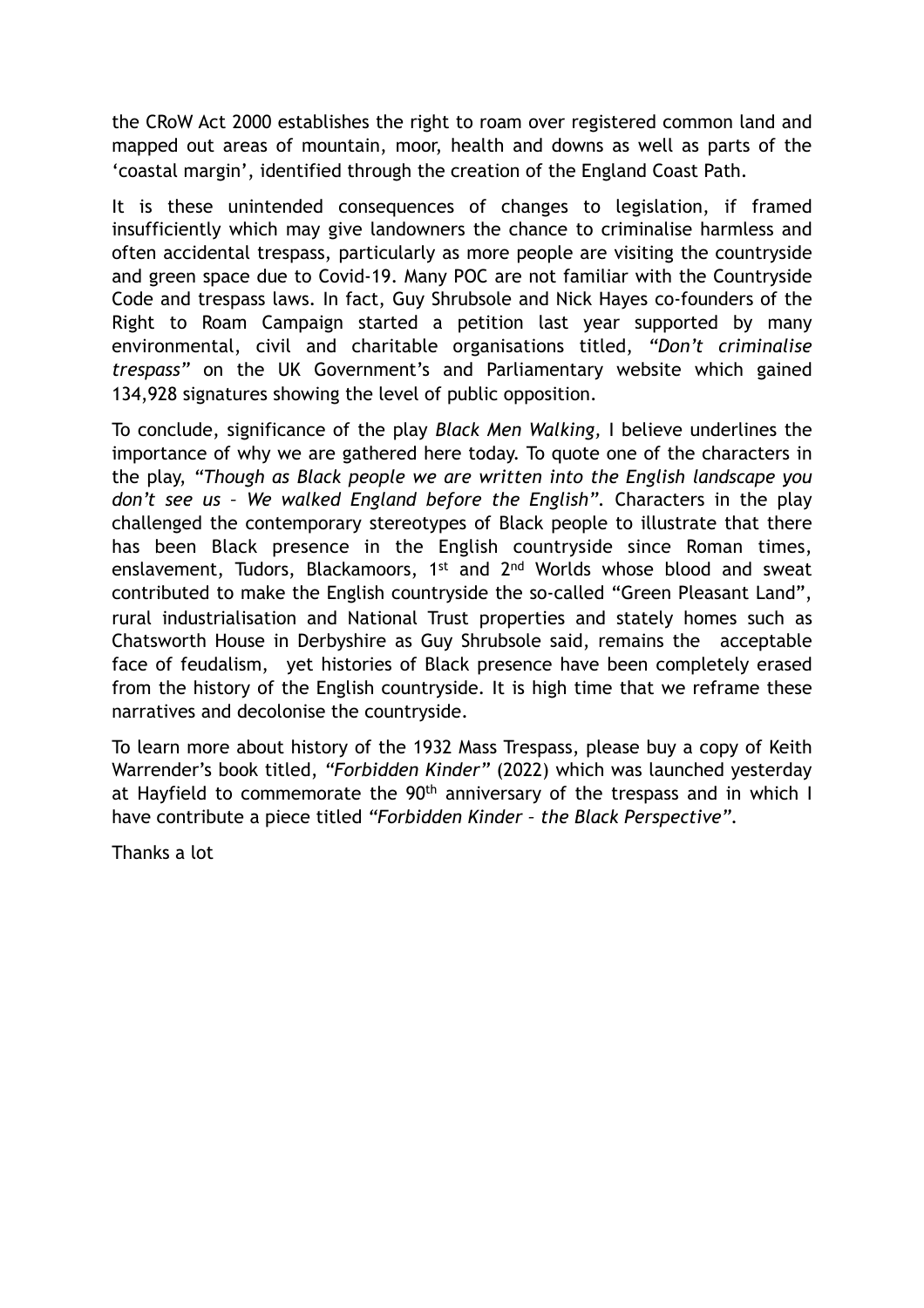the CRoW Act 2000 establishes the right to roam over registered common land and mapped out areas of mountain, moor, health and downs as well as parts of the 'coastal margin', identified through the creation of the England Coast Path.

It is these unintended consequences of changes to legislation, if framed insufficiently which may give landowners the chance to criminalise harmless and often accidental trespass, particularly as more people are visiting the countryside and green space due to Covid-19. Many POC are not familiar with the Countryside Code and trespass laws. In fact, Guy Shrubsole and Nick Hayes co-founders of the Right to Roam Campaign started a petition last year supported by many environmental, civil and charitable organisations titled, *"Don't criminalise trespass"* on the UK Government's and Parliamentary website which gained 134,928 signatures showing the level of public opposition.

To conclude, significance of the play *Black Men Walking,* I believe underlines the importance of why we are gathered here today. To quote one of the characters in the play, *"Though as Black people we are written into the English landscape you don't see us – We walked England before the English"*. Characters in the play challenged the contemporary stereotypes of Black people to illustrate that there has been Black presence in the English countryside since Roman times, enslavement, Tudors, Blackamoors, 1st and 2nd Worlds whose blood and sweat contributed to make the English countryside the so-called "Green Pleasant Land", rural industrialisation and National Trust properties and stately homes such as Chatsworth House in Derbyshire as Guy Shrubsole said, remains the acceptable face of feudalism, yet histories of Black presence have been completely erased from the history of the English countryside. It is high time that we reframe these narratives and decolonise the countryside.

To learn more about history of the 1932 Mass Trespass, please buy a copy of Keith Warrender's book titled, *"Forbidden Kinder"* (2022) which was launched yesterday at Hayfield to commemorate the 90th anniversary of the trespass and in which I have contribute a piece titled *"Forbidden Kinder – the Black Perspective"*.

Thanks a lot